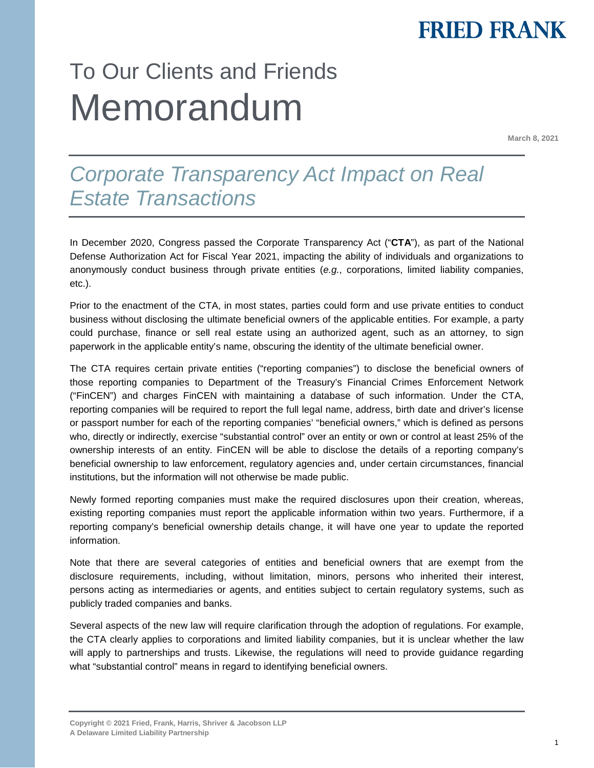**FRIED FRANK**

# To Our Clients and Friends Memorandum

March 8, 2021

## *Corporate Transparency Act Impact on Real Estate Transactions*

In December 2020, Congress passed the Corporate Transparency Act ("**CTA**"), as part of the National Defense Authorization Act for Fiscal Year 2021, impacting the ability of individuals and organizations to anonymously conduct business through private entities (*e.g.*, corporations, limited liability companies, etc.).

Prior to the enactment of the CTA, in most states, parties could form and use private entities to conduct business without disclosing the ultimate beneficial owners of the applicable entities. For example, a party could purchase, finance or sell real estate using an authorized agent, such as an attorney, to sign paperwork in the applicable entity's name, obscuring the identity of the ultimate beneficial owner.

The CTA requires certain private entities ("reporting companies") to disclose the beneficial owners of those reporting companies to Department of the Treasury's Financial Crimes Enforcement Network ("FinCEN") and charges FinCEN with maintaining a database of such information. Under the CTA, reporting companies will be required to report the full legal name, address, birth date and driver's license or passport number for each of the reporting companies' "beneficial owners," which is defined as persons who, directly or indirectly, exercise "substantial control" over an entity or own or control at least 25% of the ownership interests of an entity. FinCEN will be able to disclose the details of a reporting company's beneficial ownership to law enforcement, regulatory agencies and, under certain circumstances, financial institutions, but the information will not otherwise be made public.

Newly formed reporting companies must make the required disclosures upon their creation, whereas, existing reporting companies must report the applicable information within two years. Furthermore, if a reporting company's beneficial ownership details change, it will have one year to update the reported information.

Note that there are several categories of entities and beneficial owners that are exempt from the disclosure requirements, including, without limitation, minors, persons who inherited their interest, persons acting as intermediaries or agents, and entities subject to certain regulatory systems, such as publicly traded companies and banks.

Several aspects of the new law will require clarification through the adoption of regulations. For example, the CTA clearly applies to corporations and limited liability companies, but it is unclear whether the law will apply to partnerships and trusts. Likewise, the regulations will need to provide guidance regarding what "substantial control" means in regard to identifying beneficial owners.

Copyright © 2021 Fried, Frank, Harris, Shriver & Jacobson LLP
A Delaware Limited Liability Partnership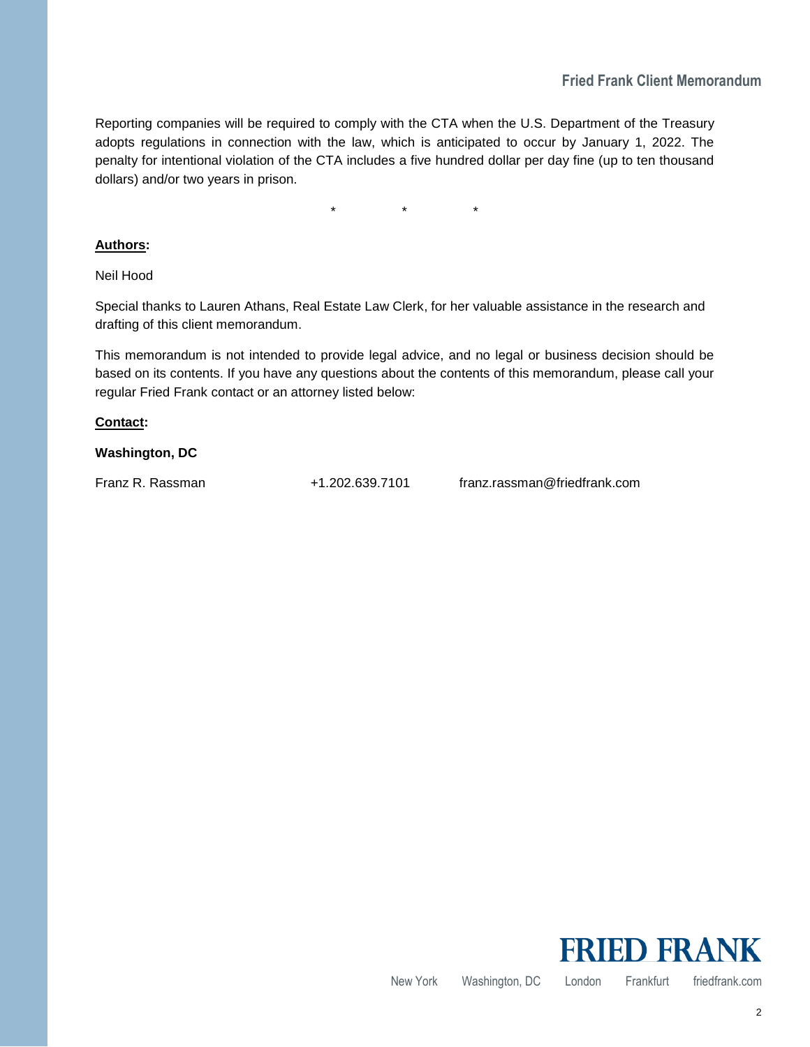Reporting companies will be required to comply with the CTA when the U.S. Department of the Treasury adopts regulations in connection with the law, which is anticipated to occur by January 1, 2022. The penalty for intentional violation of the CTA includes a five hundred dollar per day fine (up to ten thousand dollars) and/or two years in prison.

\*           \*           \*

**Authors:**

Neil Hood

Special thanks to Lauren Athans, Real Estate Law Clerk, for her valuable assistance in the research and drafting of this client memorandum.

This memorandum is not intended to provide legal advice, and no legal or business decision should be based on its contents. If you have any questions about the contents of this memorandum, please call your regular Fried Frank contact or an attorney listed below:

**Contact:**

**Washington, DC**

| | | |
|---|---|---|
| Franz R. Rassman | +1.202.639.7101 | franz.rassman@friedfrank.com |